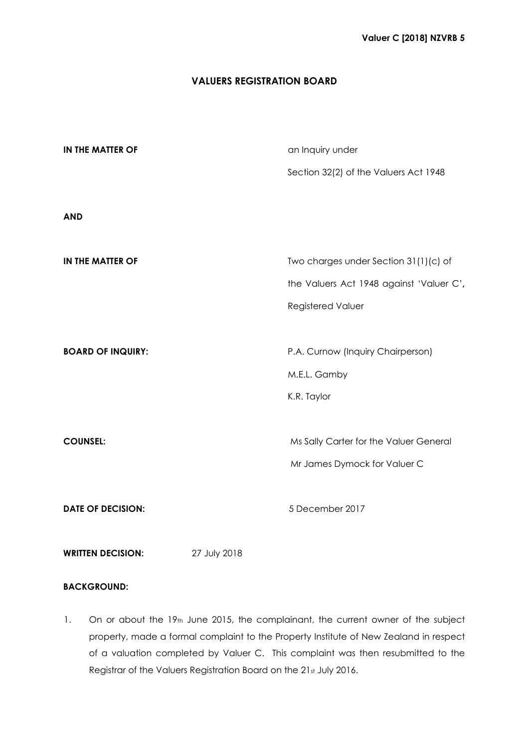**Valuer C [2018] NZVRB 5**

# VALUERS REGISTRATION BOARD

**IN THE MATTER OF** an Inquiry under Section 32(2) of the Valuers Act 1948

**AND**

**IN THE MATTER OF** Two charges under Section 31(1)(c) of the Valuers Act 1948 against 'Valuer C', Registered Valuer

**BOARD OF INQUIRY:** P.A. Curnow (Inquiry Chairperson)
M.E.L. Gamby
K.R. Taylor

**COUNSEL:** Ms Sally Carter for the Valuer General
Mr James Dymock for Valuer C

**DATE OF DECISION:** 5 December 2017

**WRITTEN DECISION:** 27 July 2018

**BACKGROUND:**

1. On or about the 19th June 2015, the complainant, the current owner of the subject property, made a formal complaint to the Property Institute of New Zealand in respect of a valuation completed by Valuer C. This complaint was then resubmitted to the Registrar of the Valuers Registration Board on the 21st July 2016.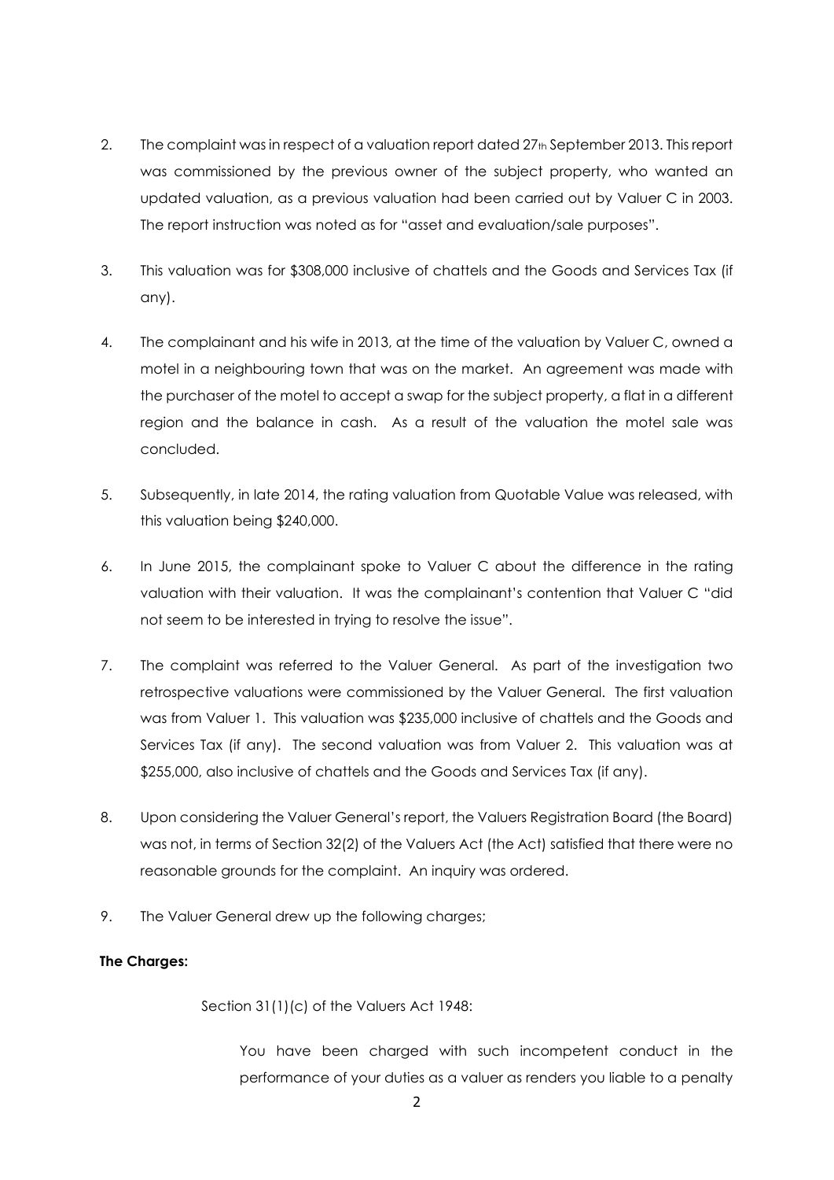2. The complaint was in respect of a valuation report dated 27th September 2013. This report was commissioned by the previous owner of the subject property, who wanted an updated valuation, as a previous valuation had been carried out by Valuer C in 2003. The report instruction was noted as for "asset and evaluation/sale purposes".

3. This valuation was for $308,000 inclusive of chattels and the Goods and Services Tax (if any).

4. The complainant and his wife in 2013, at the time of the valuation by Valuer C, owned a motel in a neighbouring town that was on the market. An agreement was made with the purchaser of the motel to accept a swap for the subject property, a flat in a different region and the balance in cash. As a result of the valuation the motel sale was concluded.

5. Subsequently, in late 2014, the rating valuation from Quotable Value was released, with this valuation being $240,000.

6. In June 2015, the complainant spoke to Valuer C about the difference in the rating valuation with their valuation. It was the complainant's contention that Valuer C "did not seem to be interested in trying to resolve the issue".

7. The complaint was referred to the Valuer General. As part of the investigation two retrospective valuations were commissioned by the Valuer General. The first valuation was from Valuer 1. This valuation was $235,000 inclusive of chattels and the Goods and Services Tax (if any). The second valuation was from Valuer 2. This valuation was at $255,000, also inclusive of chattels and the Goods and Services Tax (if any).

8. Upon considering the Valuer General's report, the Valuers Registration Board (the Board) was not, in terms of Section 32(2) of the Valuers Act (the Act) satisfied that there were no reasonable grounds for the complaint. An inquiry was ordered.

9. The Valuer General drew up the following charges;

**The Charges:**

Section 31(1)(c) of the Valuers Act 1948:

> You have been charged with such incompetent conduct in the performance of your duties as a valuer as renders you liable to a penalty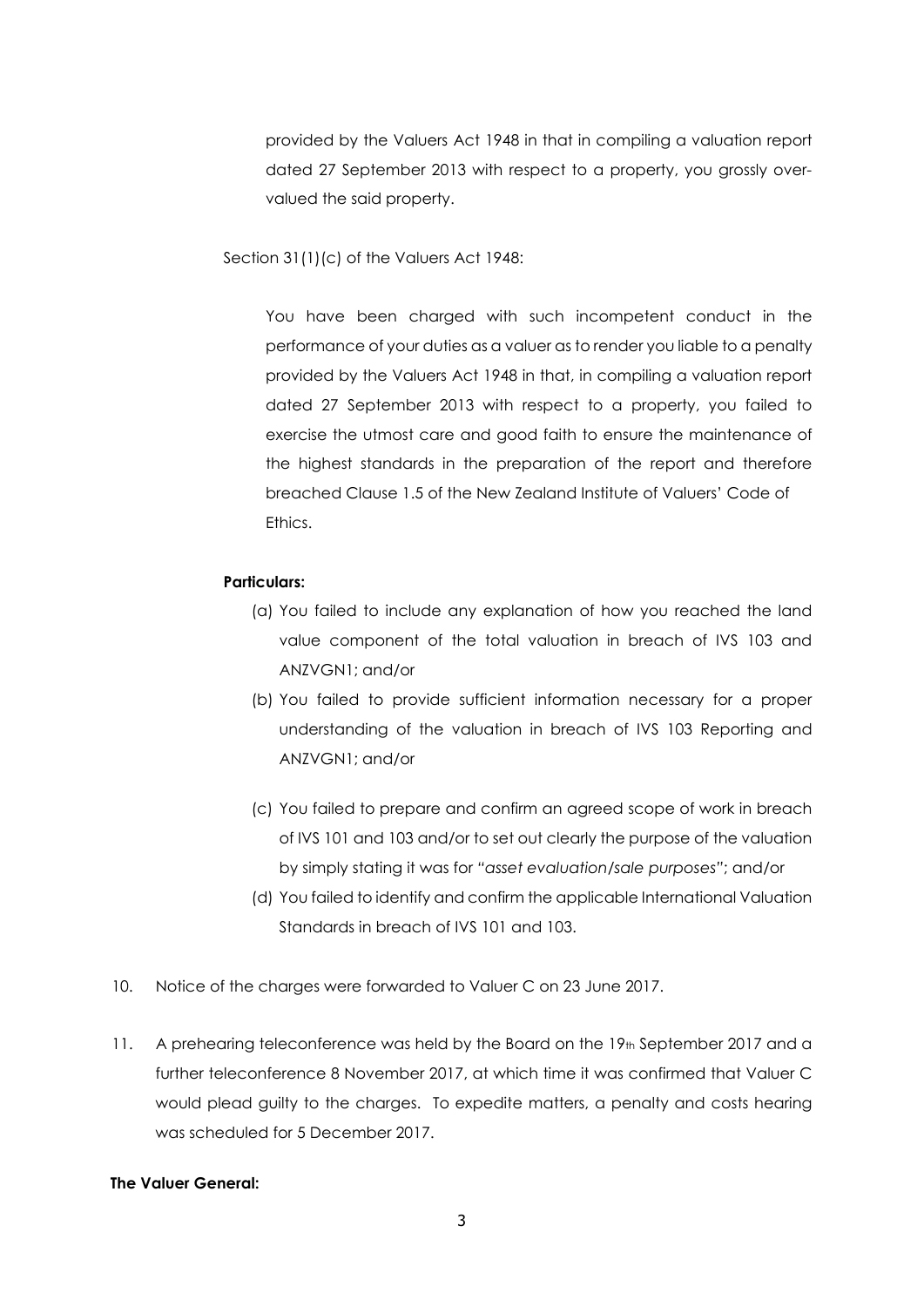provided by the Valuers Act 1948 in that in compiling a valuation report dated 27 September 2013 with respect to a property, you grossly over-valued the said property.

Section 31(1)(c) of the Valuers Act 1948:

You have been charged with such incompetent conduct in the performance of your duties as a valuer as to render you liable to a penalty provided by the Valuers Act 1948 in that, in compiling a valuation report dated 27 September 2013 with respect to a property, you failed to exercise the utmost care and good faith to ensure the maintenance of the highest standards in the preparation of the report and therefore breached Clause 1.5 of the New Zealand Institute of Valuers' Code of Ethics.

**Particulars:**

(a) You failed to include any explanation of how you reached the land value component of the total valuation in breach of IVS 103 and ANZVGN1; and/or

(b) You failed to provide sufficient information necessary for a proper understanding of the valuation in breach of IVS 103 Reporting and ANZVGN1; and/or

(c) You failed to prepare and confirm an agreed scope of work in breach of IVS 101 and 103 and/or to set out clearly the purpose of the valuation by simply stating it was for *"asset evaluation/sale purposes"*; and/or

(d) You failed to identify and confirm the applicable International Valuation Standards in breach of IVS 101 and 103.

10. Notice of the charges were forwarded to Valuer C on 23 June 2017.

11. A prehearing teleconference was held by the Board on the 19th September 2017 and a further teleconference 8 November 2017, at which time it was confirmed that Valuer C would plead guilty to the charges. To expedite matters, a penalty and costs hearing was scheduled for 5 December 2017.

**The Valuer General:**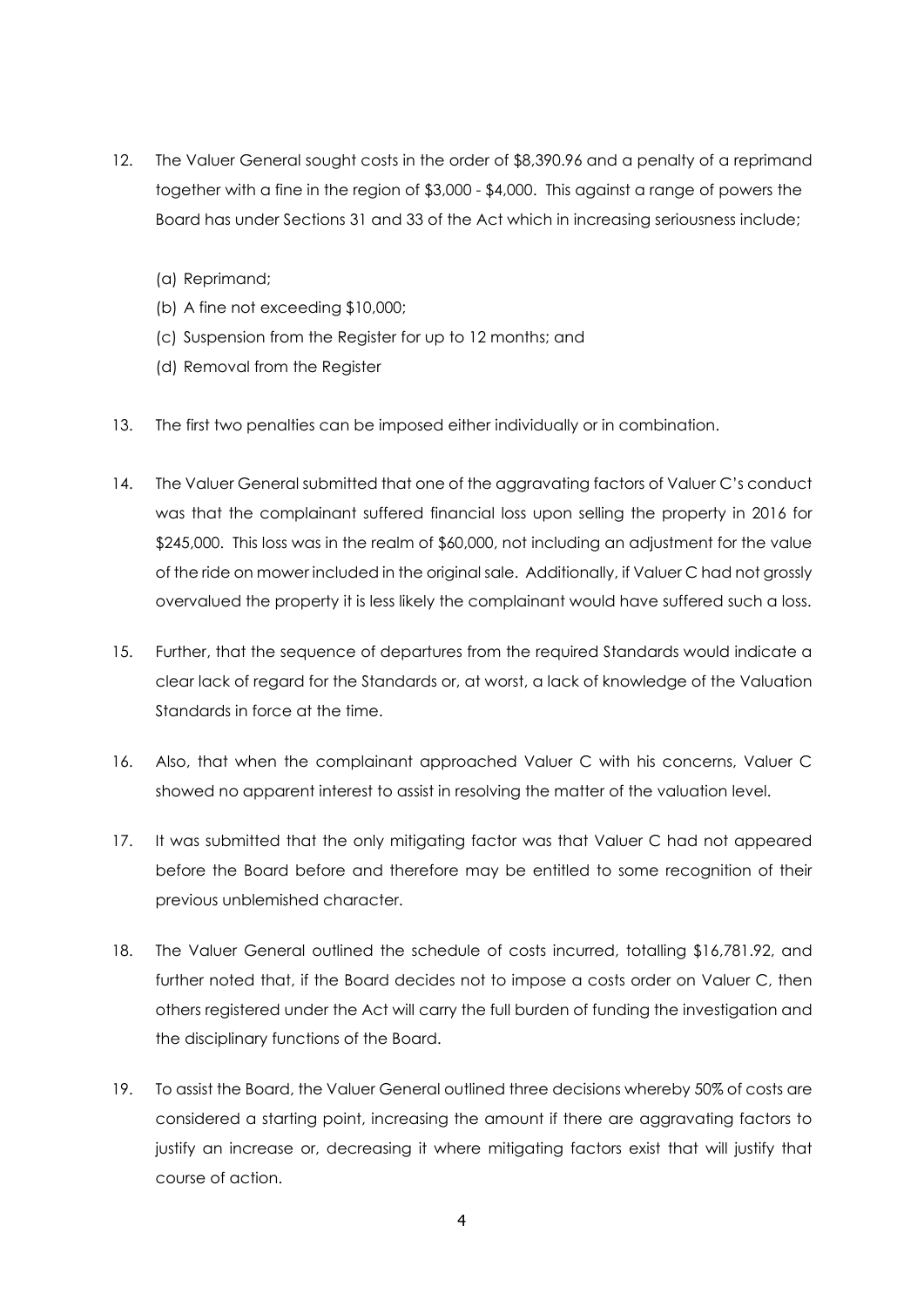12. The Valuer General sought costs in the order of $8,390.96 and a penalty of a reprimand together with a fine in the region of $3,000 - $4,000. This against a range of powers the Board has under Sections 31 and 33 of the Act which in increasing seriousness include;

    (a) Reprimand;
    (b) A fine not exceeding $10,000;
    (c) Suspension from the Register for up to 12 months; and
    (d) Removal from the Register

13. The first two penalties can be imposed either individually or in combination.

14. The Valuer General submitted that one of the aggravating factors of Valuer C's conduct was that the complainant suffered financial loss upon selling the property in 2016 for $245,000. This loss was in the realm of $60,000, not including an adjustment for the value of the ride on mower included in the original sale. Additionally, if Valuer C had not grossly overvalued the property it is less likely the complainant would have suffered such a loss.

15. Further, that the sequence of departures from the required Standards would indicate a clear lack of regard for the Standards or, at worst, a lack of knowledge of the Valuation Standards in force at the time.

16. Also, that when the complainant approached Valuer C with his concerns, Valuer C showed no apparent interest to assist in resolving the matter of the valuation level.

17. It was submitted that the only mitigating factor was that Valuer C had not appeared before the Board before and therefore may be entitled to some recognition of their previous unblemished character.

18. The Valuer General outlined the schedule of costs incurred, totalling $16,781.92, and further noted that, if the Board decides not to impose a costs order on Valuer C, then others registered under the Act will carry the full burden of funding the investigation and the disciplinary functions of the Board.

19. To assist the Board, the Valuer General outlined three decisions whereby 50% of costs are considered a starting point, increasing the amount if there are aggravating factors to justify an increase or, decreasing it where mitigating factors exist that will justify that course of action.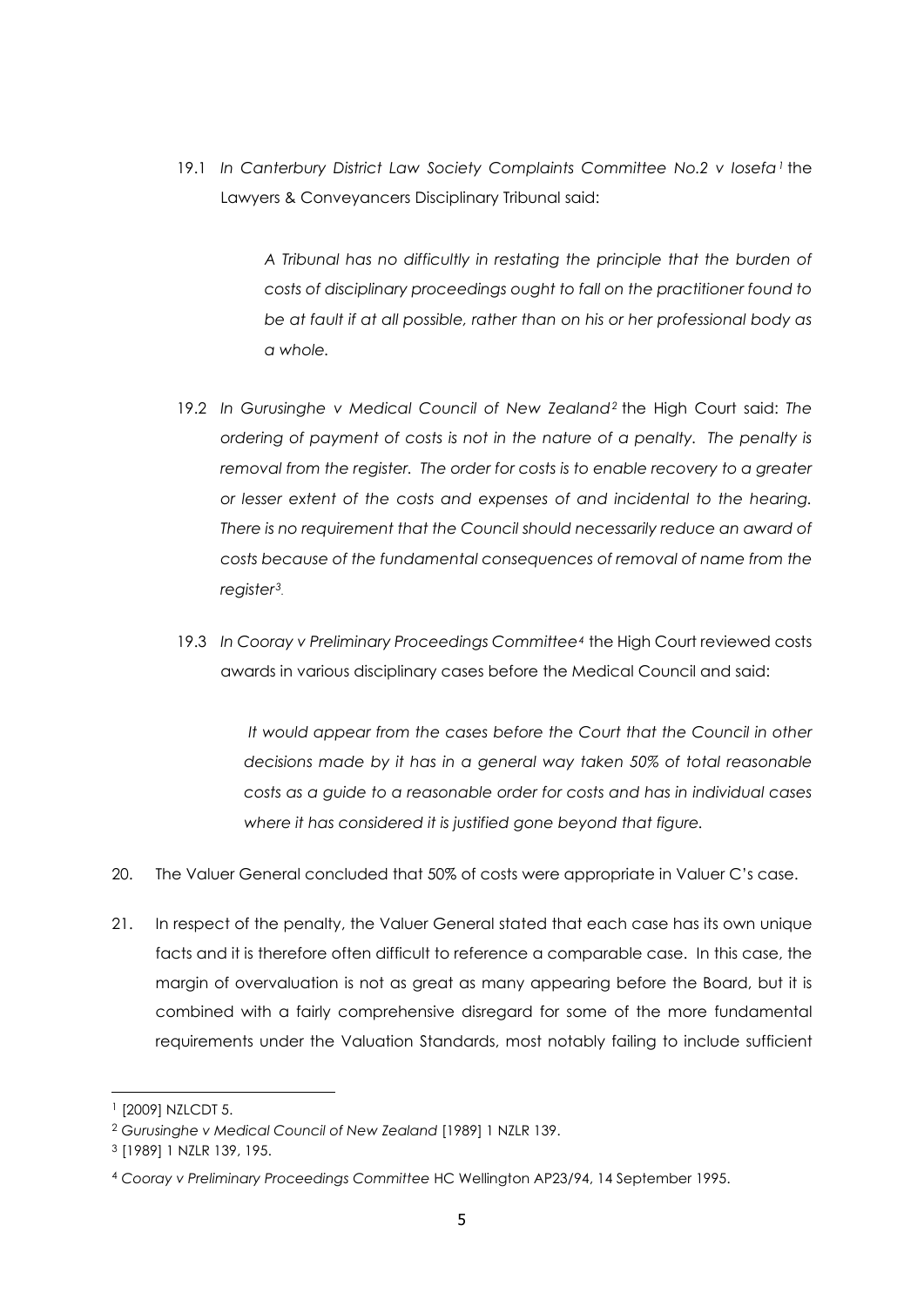19.1 *In Canterbury District Law Society Complaints Committee No.2 v Iosefa*[1] the Lawyers & Conveyancers Disciplinary Tribunal said:

> *A Tribunal has no difficultly in restating the principle that the burden of costs of disciplinary proceedings ought to fall on the practitioner found to be at fault if at all possible, rather than on his or her professional body as a whole.*

19.2 *In Gurusinghe v Medical Council of New Zealand*[2] the High Court said: *The ordering of payment of costs is not in the nature of a penalty. The penalty is removal from the register. The order for costs is to enable recovery to a greater or lesser extent of the costs and expenses of and incidental to the hearing. There is no requirement that the Council should necessarily reduce an award of costs because of the fundamental consequences of removal of name from the register*[3].

19.3 *In Cooray v Preliminary Proceedings Committee*[4] the High Court reviewed costs awards in various disciplinary cases before the Medical Council and said:

> *It would appear from the cases before the Court that the Council in other decisions made by it has in a general way taken 50% of total reasonable costs as a guide to a reasonable order for costs and has in individual cases where it has considered it is justified gone beyond that figure.*

20. The Valuer General concluded that 50% of costs were appropriate in Valuer C's case.

21. In respect of the penalty, the Valuer General stated that each case has its own unique facts and it is therefore often difficult to reference a comparable case. In this case, the margin of overvaluation is not as great as many appearing before the Board, but it is combined with a fairly comprehensive disregard for some of the more fundamental requirements under the Valuation Standards, most notably failing to include sufficient

---

[1] [2009] NZLCDT 5.

[2] *Gurusinghe v Medical Council of New Zealand* [1989] 1 NZLR 139.

[3] [1989] 1 NZLR 139, 195.

[4] *Cooray v Preliminary Proceedings Committee* HC Wellington AP23/94, 14 September 1995.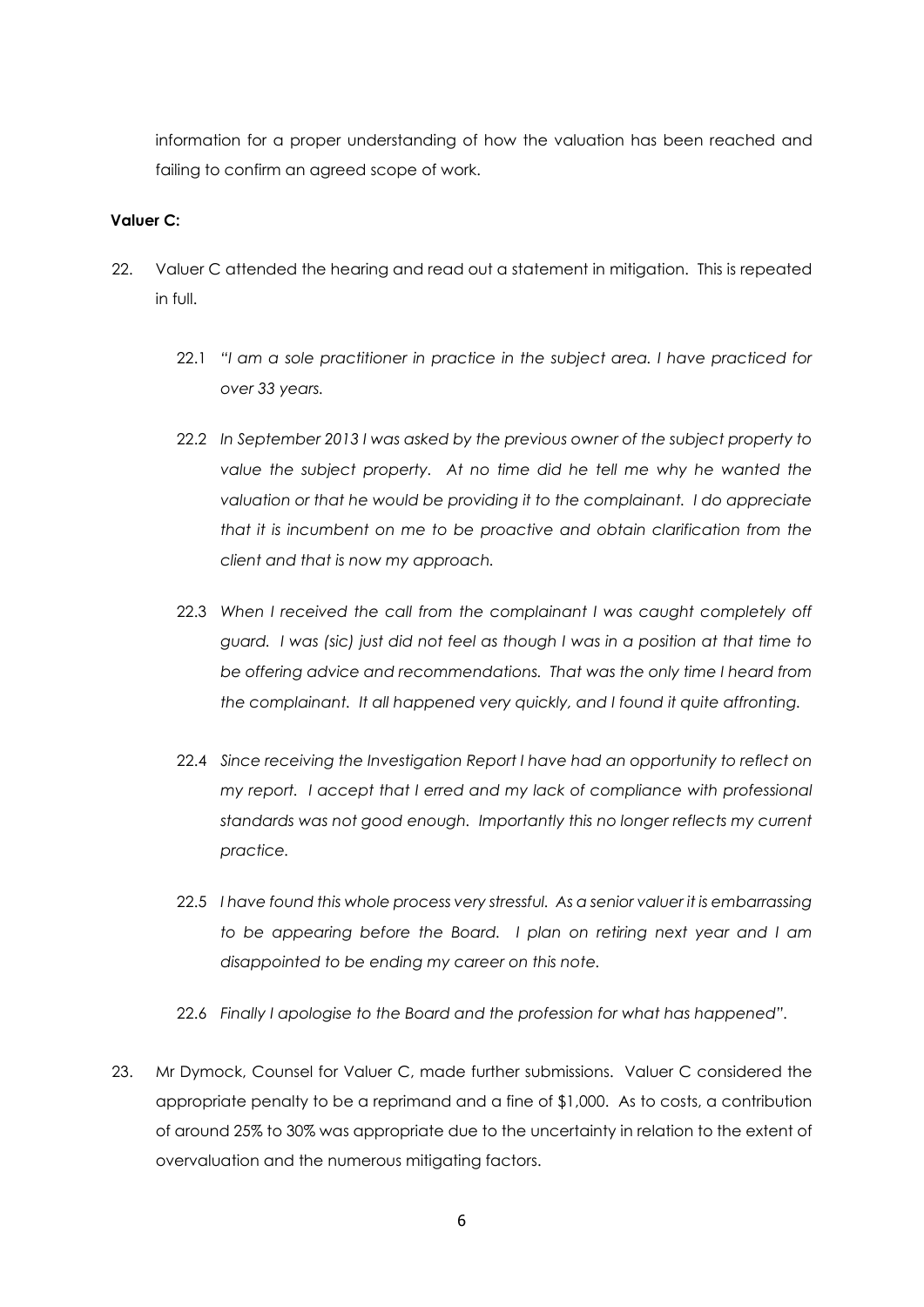information for a proper understanding of how the valuation has been reached and failing to confirm an agreed scope of work.

**Valuer C:**

22. Valuer C attended the hearing and read out a statement in mitigation. This is repeated in full.

    22.1 *"I am a sole practitioner in practice in the subject area. I have practiced for over 33 years.*

    22.2 *In September 2013 I was asked by the previous owner of the subject property to value the subject property. At no time did he tell me why he wanted the valuation or that he would be providing it to the complainant. I do appreciate that it is incumbent on me to be proactive and obtain clarification from the client and that is now my approach.*

    22.3 *When I received the call from the complainant I was caught completely off guard. I was (sic) just did not feel as though I was in a position at that time to be offering advice and recommendations. That was the only time I heard from the complainant. It all happened very quickly, and I found it quite affronting.*

    22.4 *Since receiving the Investigation Report I have had an opportunity to reflect on my report. I accept that I erred and my lack of compliance with professional standards was not good enough. Importantly this no longer reflects my current practice.*

    22.5 *I have found this whole process very stressful. As a senior valuer it is embarrassing to be appearing before the Board. I plan on retiring next year and I am disappointed to be ending my career on this note.*

    22.6 *Finally I apologise to the Board and the profession for what has happened".*

23. Mr Dymock, Counsel for Valuer C, made further submissions. Valuer C considered the appropriate penalty to be a reprimand and a fine of $1,000. As to costs, a contribution of around 25% to 30% was appropriate due to the uncertainty in relation to the extent of overvaluation and the numerous mitigating factors.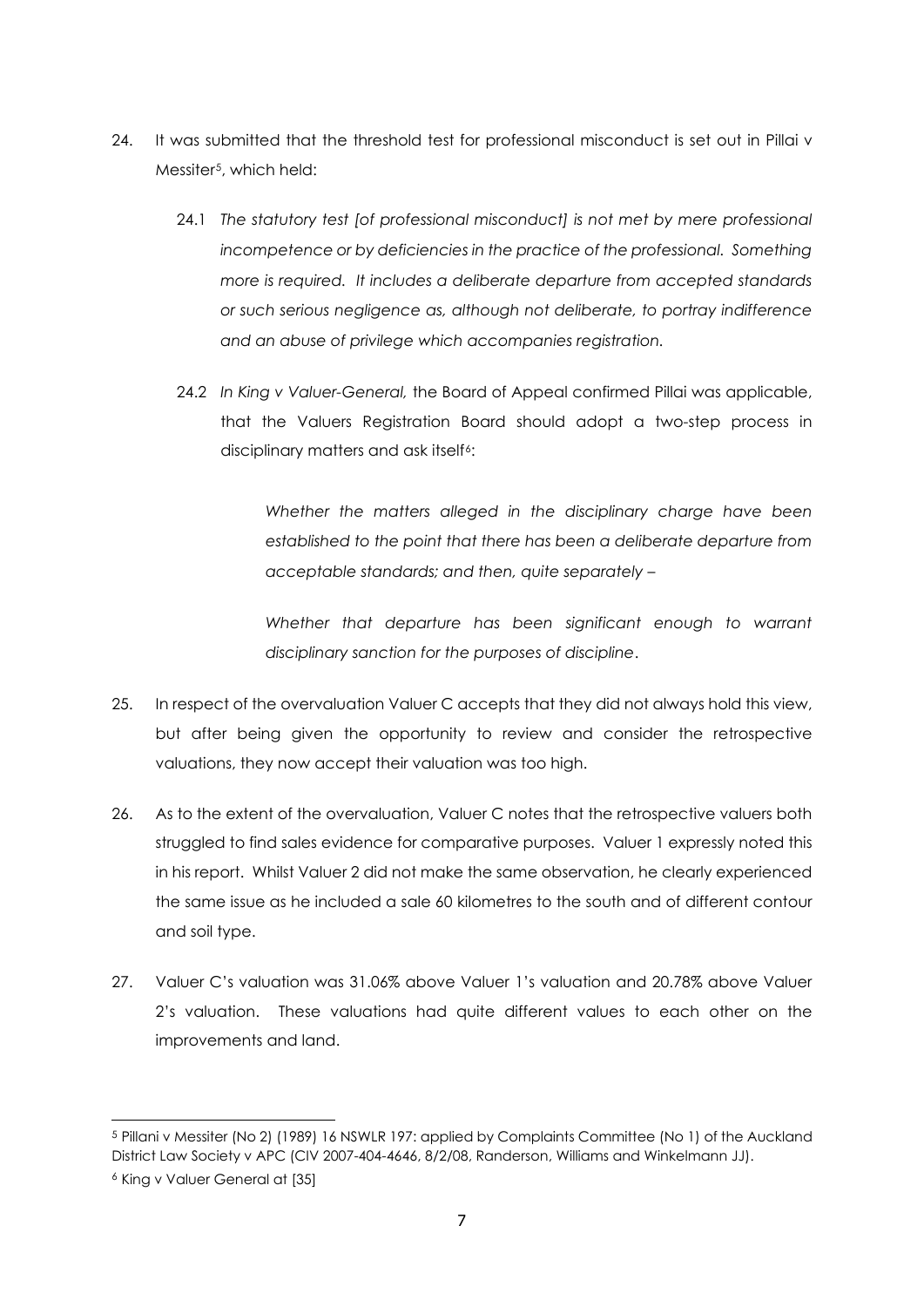24. It was submitted that the threshold test for professional misconduct is set out in Pillai v Messiter[5], which held:

    24.1 *The statutory test [of professional misconduct] is not met by mere professional incompetence or by deficiencies in the practice of the professional. Something more is required. It includes a deliberate departure from accepted standards or such serious negligence as, although not deliberate, to portray indifference and an abuse of privilege which accompanies registration.*

    24.2 *In King v Valuer-General,* the Board of Appeal confirmed Pillai was applicable, that the Valuers Registration Board should adopt a two-step process in disciplinary matters and ask itself[6]:

    > *Whether the matters alleged in the disciplinary charge have been established to the point that there has been a deliberate departure from acceptable standards; and then, quite separately –*
    >
    > *Whether that departure has been significant enough to warrant disciplinary sanction for the purposes of discipline*.

25. In respect of the overvaluation Valuer C accepts that they did not always hold this view, but after being given the opportunity to review and consider the retrospective valuations, they now accept their valuation was too high.

26. As to the extent of the overvaluation, Valuer C notes that the retrospective valuers both struggled to find sales evidence for comparative purposes. Valuer 1 expressly noted this in his report. Whilst Valuer 2 did not make the same observation, he clearly experienced the same issue as he included a sale 60 kilometres to the south and of different contour and soil type.

27. Valuer C's valuation was 31.06% above Valuer 1's valuation and 20.78% above Valuer 2's valuation. These valuations had quite different values to each other on the improvements and land.

---

[5] Pillani v Messiter (No 2) (1989) 16 NSWLR 197: applied by Complaints Committee (No 1) of the Auckland District Law Society v APC (CIV 2007-404-4646, 8/2/08, Randerson, Williams and Winkelmann JJ).

[6] King v Valuer General at [35]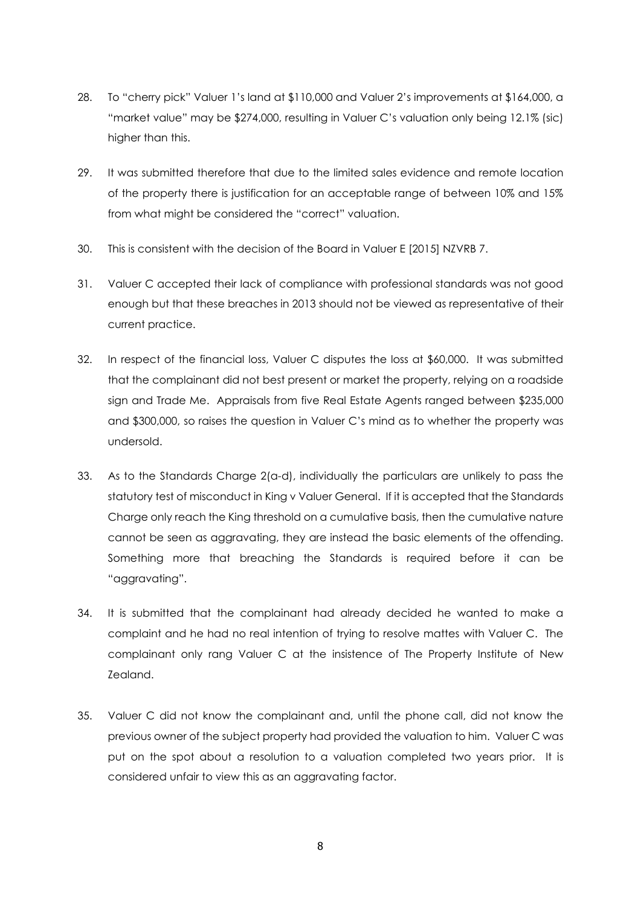28. To "cherry pick" Valuer 1's land at $110,000 and Valuer 2's improvements at $164,000, a "market value" may be $274,000, resulting in Valuer C's valuation only being 12.1% (sic) higher than this.

29. It was submitted therefore that due to the limited sales evidence and remote location of the property there is justification for an acceptable range of between 10% and 15% from what might be considered the "correct" valuation.

30. This is consistent with the decision of the Board in Valuer E [2015] NZVRB 7.

31. Valuer C accepted their lack of compliance with professional standards was not good enough but that these breaches in 2013 should not be viewed as representative of their current practice.

32. In respect of the financial loss, Valuer C disputes the loss at $60,000. It was submitted that the complainant did not best present or market the property, relying on a roadside sign and Trade Me. Appraisals from five Real Estate Agents ranged between $235,000 and $300,000, so raises the question in Valuer C's mind as to whether the property was undersold.

33. As to the Standards Charge 2(a-d), individually the particulars are unlikely to pass the statutory test of misconduct in King v Valuer General. If it is accepted that the Standards Charge only reach the King threshold on a cumulative basis, then the cumulative nature cannot be seen as aggravating, they are instead the basic elements of the offending. Something more that breaching the Standards is required before it can be "aggravating".

34. It is submitted that the complainant had already decided he wanted to make a complaint and he had no real intention of trying to resolve mattes with Valuer C. The complainant only rang Valuer C at the insistence of The Property Institute of New Zealand.

35. Valuer C did not know the complainant and, until the phone call, did not know the previous owner of the subject property had provided the valuation to him. Valuer C was put on the spot about a resolution to a valuation completed two years prior. It is considered unfair to view this as an aggravating factor.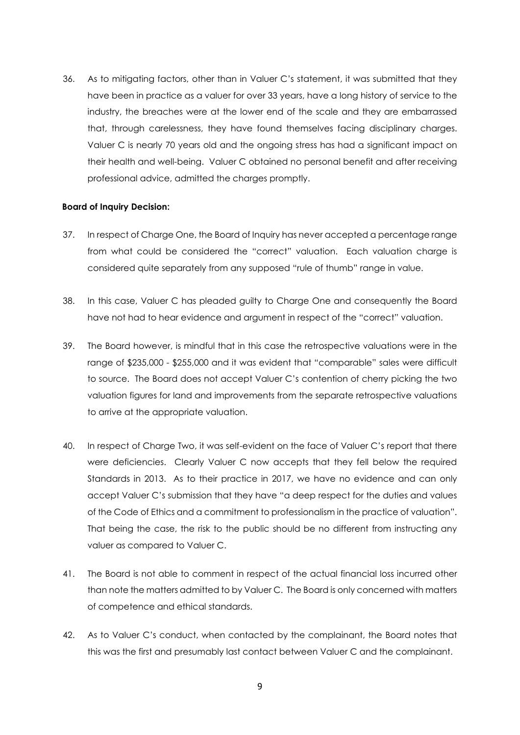36. As to mitigating factors, other than in Valuer C's statement, it was submitted that they have been in practice as a valuer for over 33 years, have a long history of service to the industry, the breaches were at the lower end of the scale and they are embarrassed that, through carelessness, they have found themselves facing disciplinary charges. Valuer C is nearly 70 years old and the ongoing stress has had a significant impact on their health and well-being. Valuer C obtained no personal benefit and after receiving professional advice, admitted the charges promptly.

**Board of Inquiry Decision:**

37. In respect of Charge One, the Board of Inquiry has never accepted a percentage range from what could be considered the "correct" valuation. Each valuation charge is considered quite separately from any supposed "rule of thumb" range in value.

38. In this case, Valuer C has pleaded guilty to Charge One and consequently the Board have not had to hear evidence and argument in respect of the "correct" valuation.

39. The Board however, is mindful that in this case the retrospective valuations were in the range of $235,000 - $255,000 and it was evident that "comparable" sales were difficult to source. The Board does not accept Valuer C's contention of cherry picking the two valuation figures for land and improvements from the separate retrospective valuations to arrive at the appropriate valuation.

40. In respect of Charge Two, it was self-evident on the face of Valuer C's report that there were deficiencies. Clearly Valuer C now accepts that they fell below the required Standards in 2013. As to their practice in 2017, we have no evidence and can only accept Valuer C's submission that they have "a deep respect for the duties and values of the Code of Ethics and a commitment to professionalism in the practice of valuation". That being the case, the risk to the public should be no different from instructing any valuer as compared to Valuer C.

41. The Board is not able to comment in respect of the actual financial loss incurred other than note the matters admitted to by Valuer C. The Board is only concerned with matters of competence and ethical standards.

42. As to Valuer C's conduct, when contacted by the complainant, the Board notes that this was the first and presumably last contact between Valuer C and the complainant.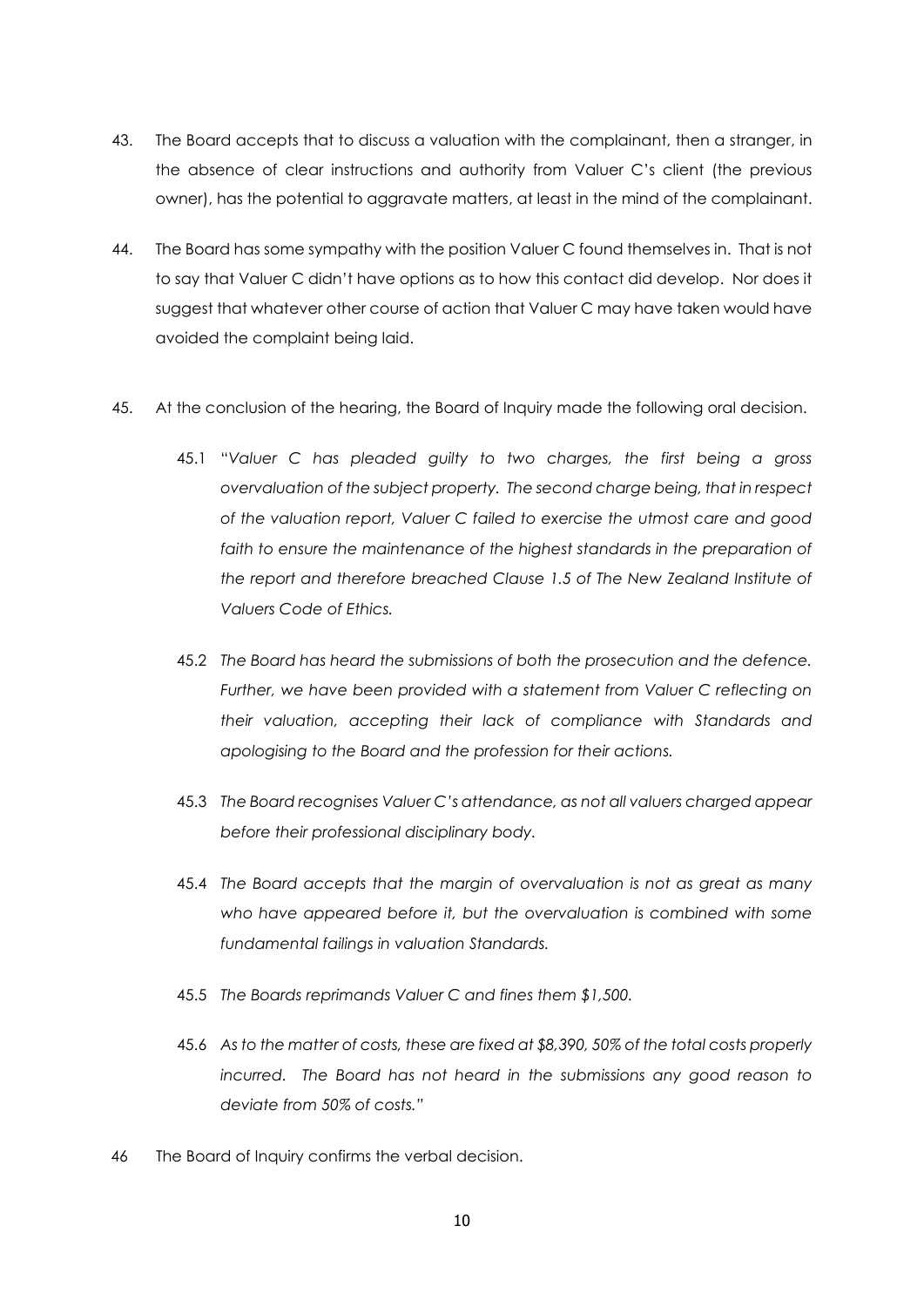43. The Board accepts that to discuss a valuation with the complainant, then a stranger, in the absence of clear instructions and authority from Valuer C's client (the previous owner), has the potential to aggravate matters, at least in the mind of the complainant.

44. The Board has some sympathy with the position Valuer C found themselves in. That is not to say that Valuer C didn't have options as to how this contact did develop. Nor does it suggest that whatever other course of action that Valuer C may have taken would have avoided the complaint being laid.

45. At the conclusion of the hearing, the Board of Inquiry made the following oral decision.

    45.1 "*Valuer C has pleaded guilty to two charges, the first being a gross overvaluation of the subject property. The second charge being, that in respect of the valuation report, Valuer C failed to exercise the utmost care and good faith to ensure the maintenance of the highest standards in the preparation of the report and therefore breached Clause 1.5 of The New Zealand Institute of Valuers Code of Ethics.*

    45.2 *The Board has heard the submissions of both the prosecution and the defence. Further, we have been provided with a statement from Valuer C reflecting on their valuation, accepting their lack of compliance with Standards and apologising to the Board and the profession for their actions.*

    45.3 *The Board recognises Valuer C's attendance, as not all valuers charged appear before their professional disciplinary body.*

    45.4 *The Board accepts that the margin of overvaluation is not as great as many who have appeared before it, but the overvaluation is combined with some fundamental failings in valuation Standards.*

    45.5 *The Boards reprimands Valuer C and fines them $1,500.*

    45.6 *As to the matter of costs, these are fixed at $8,390, 50% of the total costs properly incurred. The Board has not heard in the submissions any good reason to deviate from 50% of costs."*

46 The Board of Inquiry confirms the verbal decision.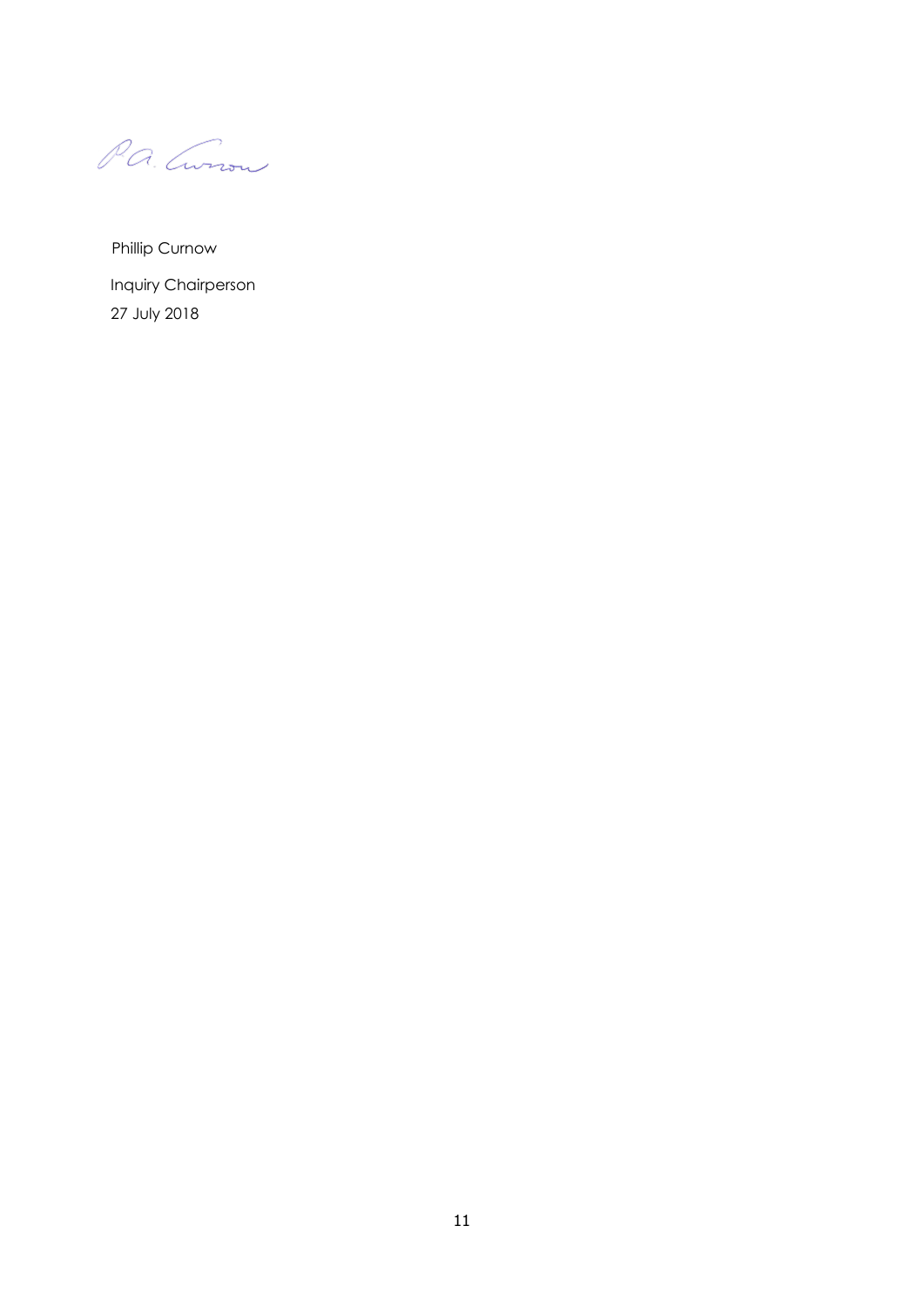Phillip Curnow

Inquiry Chairperson

27 July 2018